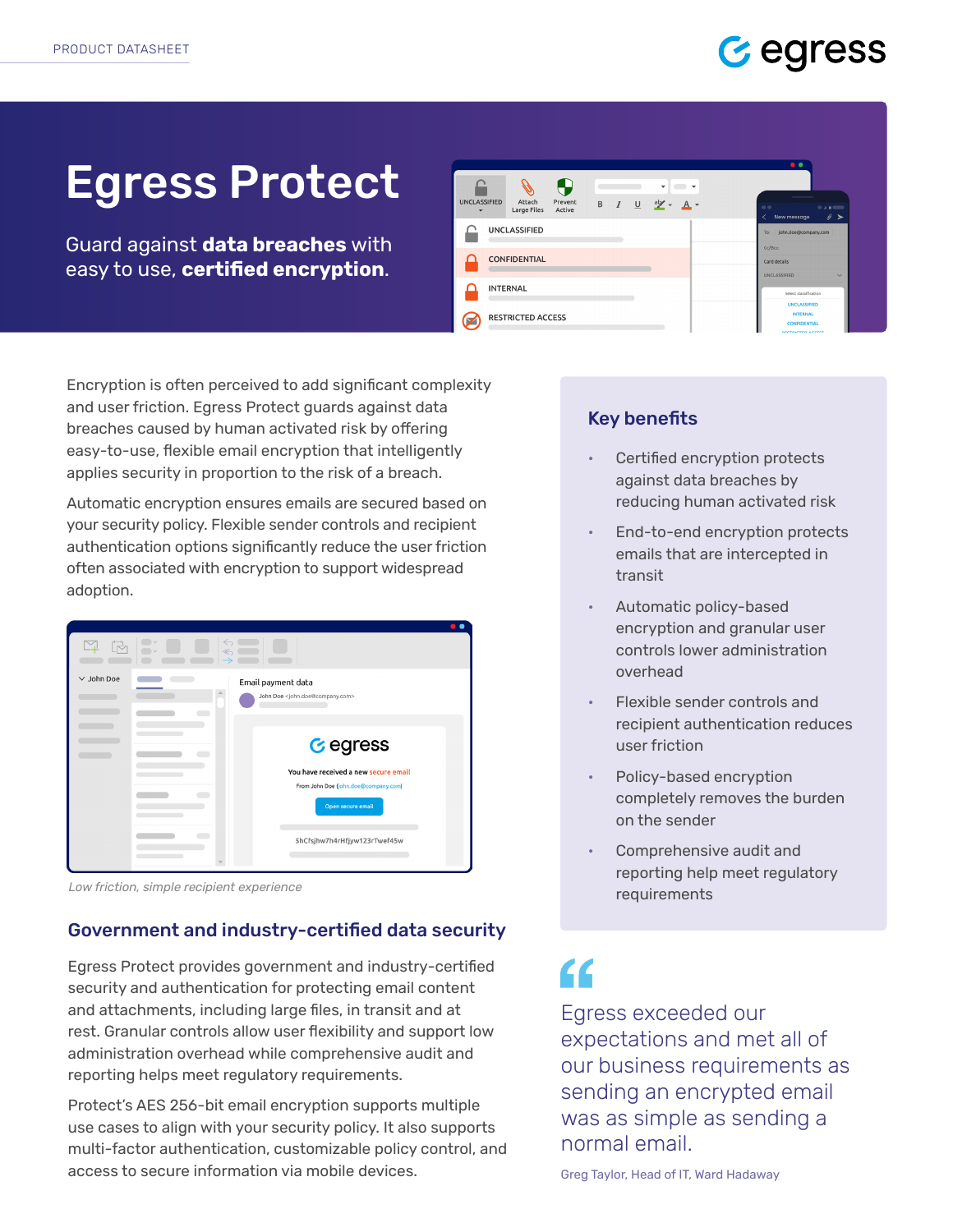PRODUCT DATASHEET

# Egress Protect

Guard against **data breaches** with easy to use, **certified encryption**.

Encryption is often perceived to add significant complexity and user friction. Egress Protect guards against data breaches caused by human activated risk by offering easy-to-use, flexible email encryption that intelligently applies security in proportion to the risk of a breach.

Automatic encryption ensures emails are secured based on your security policy. Flexible sender controls and recipient authentication options significantly reduce the user friction often associated with encryption to support widespread adoption.

*Low friction, simple recipient experience*

## Government and industry-certified data security

Egress Protect provides government and industry-certified security and authentication for protecting email content and attachments, including large files, in transit and at rest. Granular controls allow user flexibility and support low administration overhead while comprehensive audit and reporting helps meet regulatory requirements.

Protect's AES 256-bit email encryption supports multiple use cases to align with your security policy. It also supports multi-factor authentication, customizable policy control, and access to secure information via mobile devices.

## Key benefits

- Certified encryption protects against data breaches by reducing human activated risk
- End-to-end encryption protects emails that are intercepted in transit
- Automatic policy-based encryption and granular user controls lower administration overhead
- Flexible sender controls and recipient authentication reduces user friction
- Policy-based encryption completely removes the burden on the sender
- Comprehensive audit and reporting help meet regulatory requirements

> Egress exceeded our expectations and met all of our business requirements as sending an encrypted email was as simple as sending a normal email.
>
> Greg Taylor, Head of IT, Ward Hadaway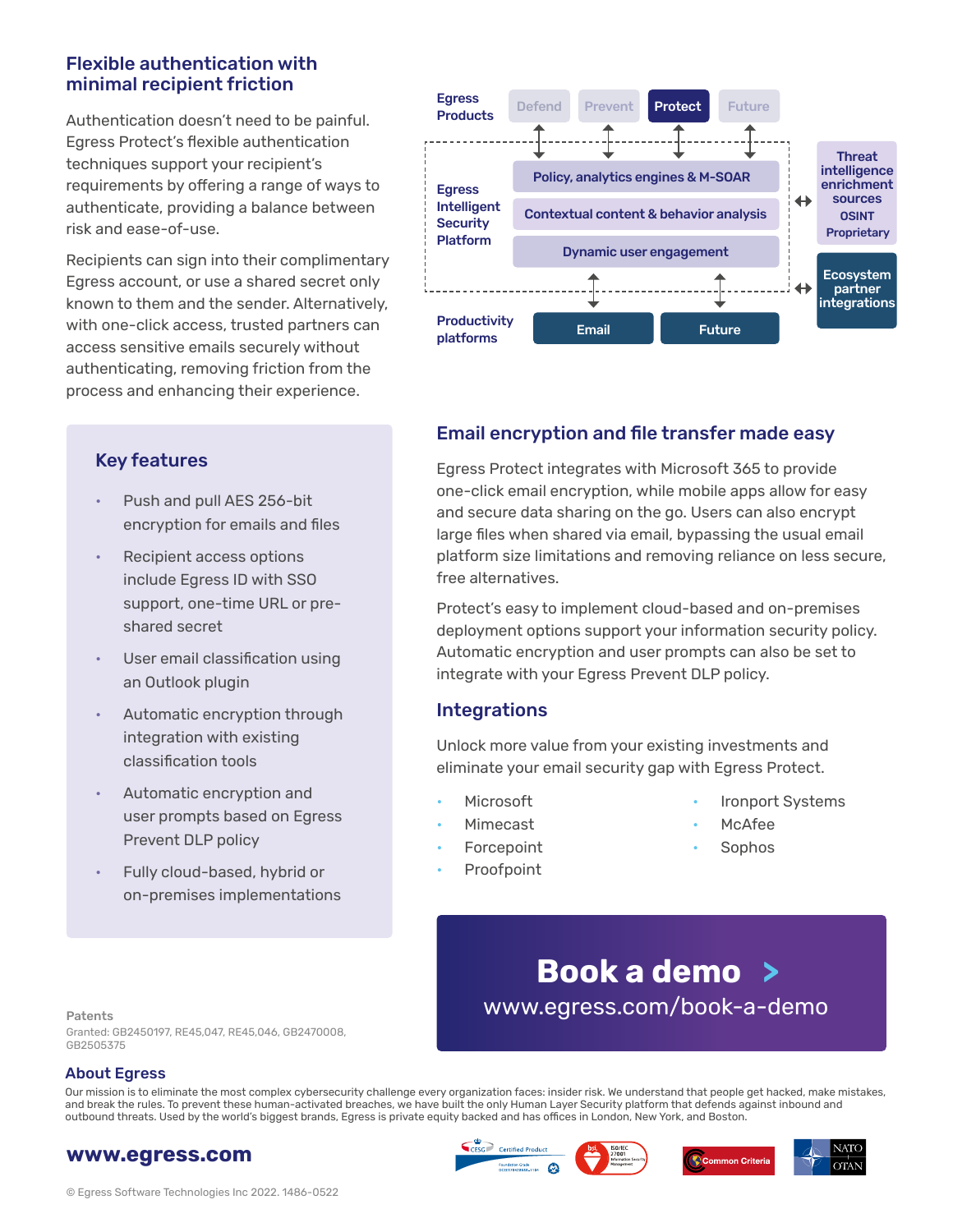## Flexible authentication with minimal recipient friction

Authentication doesn't need to be painful. Egress Protect's flexible authentication techniques support your recipient's requirements by offering a range of ways to authenticate, providing a balance between risk and ease-of-use.

Recipients can sign into their complimentary Egress account, or use a shared secret only known to them and the sender. Alternatively, with one-click access, trusted partners can access sensitive emails securely without authenticating, removing friction from the process and enhancing their experience.

Egress Products
Defend
Prevent
Protect
Future

Egress Intelligent Security Platform
Policy, analytics engines & M-SOAR
Contextual content & behavior analysis
Dynamic user engagement

Threat intelligence enrichment sources
OSINT
Proprietary

Ecosystem partner integrations

Productivity platforms
Email
Future

### Key features

- Push and pull AES 256-bit encryption for emails and files
- Recipient access options include Egress ID with SSO support, one-time URL or pre-shared secret
- User email classification using an Outlook plugin
- Automatic encryption through integration with existing classification tools
- Automatic encryption and user prompts based on Egress Prevent DLP policy
- Fully cloud-based, hybrid or on-premises implementations

## Email encryption and file transfer made easy

Egress Protect integrates with Microsoft 365 to provide one-click email encryption, while mobile apps allow for easy and secure data sharing on the go. Users can also encrypt large files when shared via email, bypassing the usual email platform size limitations and removing reliance on less secure, free alternatives.

Protect's easy to implement cloud-based and on-premises deployment options support your information security policy. Automatic encryption and user prompts can also be set to integrate with your Egress Prevent DLP policy.

## Integrations

Unlock more value from your existing investments and eliminate your email security gap with Egress Protect.

- Microsoft
- Mimecast
- Forcepoint
- Proofpoint
- Ironport Systems
- McAfee
- Sophos

**Book a demo >**
www.egress.com/book-a-demo

**Patents**
Granted: GB2450197, RE45,047, RE45,046, GB2470008, GB2505375

### About Egress

Our mission is to eliminate the most complex cybersecurity challenge every organization faces: insider risk. We understand that people get hacked, make mistakes, and break the rules. To prevent these human-activated breaches, we have built the only Human Layer Security platform that defends against inbound and outbound threats. Used by the world's biggest brands, Egress is private equity backed and has offices in London, New York, and Boston.

**www.egress.com**

© Egress Software Technologies Inc 2022. 1486-0522